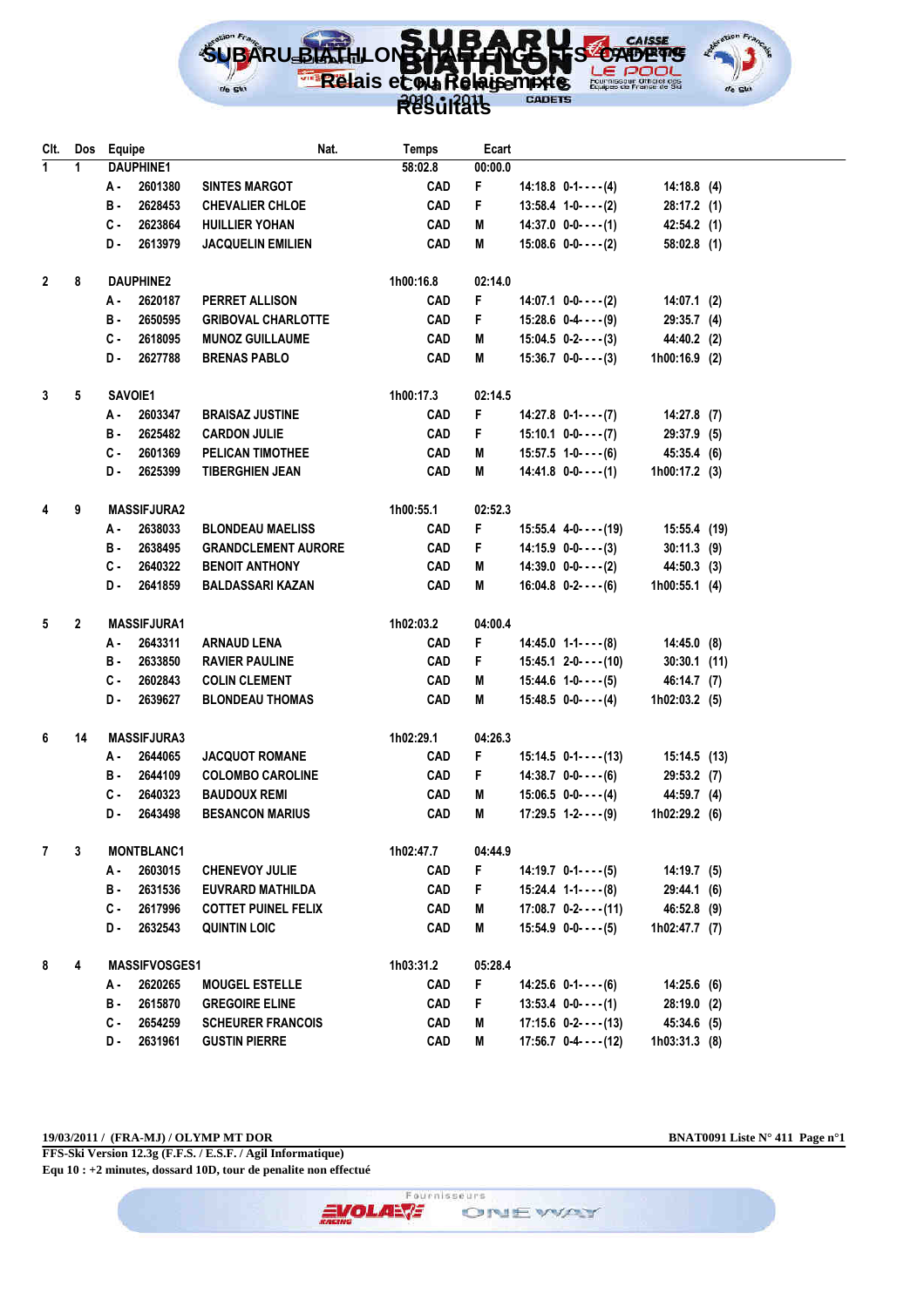# SUBARU BIATHLON CHALLENGE CADETS
## Relais et ou Relais mixte
### 2010 - 2011
### Résultats

| Clt. | Dos | Equipe | | | Nat. | Temps | Ecart | | |
|---|---|---|---|---|---|---|---|---|---|
| 1 | 1 | DAUPHINE1 | | | | 58:02.8 | 00:00.0 | | |
| | | A - | 2601380 | SINTES MARGOT | CAD | F | | 14:18.8 0-1- - - -(4) | 14:18.8 (4) |
| | | B - | 2628453 | CHEVALIER CHLOE | CAD | F | | 13:58.4 1-0- - - -(2) | 28:17.2 (1) |
| | | C - | 2623864 | HUILLIER YOHAN | CAD | M | | 14:37.0 0-0- - - -(1) | 42:54.2 (1) |
| | | D - | 2613979 | JACQUELIN EMILIEN | CAD | M | | 15:08.6 0-0- - - -(2) | 58:02.8 (1) |
| 2 | 8 | DAUPHINE2 | | | | 1h00:16.8 | 02:14.0 | | |
| | | A - | 2620187 | PERRET ALLISON | CAD | F | | 14:07.1 0-0- - - -(2) | 14:07.1 (2) |
| | | B - | 2650595 | GRIBOVAL CHARLOTTE | CAD | F | | 15:28.6 0-4- - - -(9) | 29:35.7 (4) |
| | | C - | 2618095 | MUNOZ GUILLAUME | CAD | M | | 15:04.5 0-2- - - -(3) | 44:40.2 (2) |
| | | D - | 2627788 | BRENAS PABLO | CAD | M | | 15:36.7 0-0- - - -(3) | 1h00:16.9 (2) |
| 3 | 5 | SAVOIE1 | | | | 1h00:17.3 | 02:14.5 | | |
| | | A - | 2603347 | BRAISAZ JUSTINE | CAD | F | | 14:27.8 0-1- - - -(7) | 14:27.8 (7) |
| | | B - | 2625482 | CARDON JULIE | CAD | F | | 15:10.1 0-0- - - -(7) | 29:37.9 (5) |
| | | C - | 2601369 | PELICAN TIMOTHEE | CAD | M | | 15:57.5 1-0- - - -(6) | 45:35.4 (6) |
| | | D - | 2625399 | TIBERGHIEN JEAN | CAD | M | | 14:41.8 0-0- - - -(1) | 1h00:17.2 (3) |
| 4 | 9 | MASSIFJURA2 | | | | 1h00:55.1 | 02:52.3 | | |
| | | A - | 2638033 | BLONDEAU MAELISS | CAD | F | | 15:55.4 4-0- - - -(19) | 15:55.4 (19) |
| | | B - | 2638495 | GRANDCLEMENT AURORE | CAD | F | | 14:15.9 0-0- - - -(3) | 30:11.3 (9) |
| | | C - | 2640322 | BENOIT ANTHONY | CAD | M | | 14:39.0 0-0- - - -(2) | 44:50.3 (3) |
| | | D - | 2641859 | BALDASSARI KAZAN | CAD | M | | 16:04.8 0-2- - - -(6) | 1h00:55.1 (4) |
| 5 | 2 | MASSIFJURA1 | | | | 1h02:03.2 | 04:00.4 | | |
| | | A - | 2643311 | ARNAUD LENA | CAD | F | | 14:45.0 1-1- - - -(8) | 14:45.0 (8) |
| | | B - | 2633850 | RAVIER PAULINE | CAD | F | | 15:45.1 2-0- - - -(10) | 30:30.1 (11) |
| | | C - | 2602843 | COLIN CLEMENT | CAD | M | | 15:44.6 1-0- - - -(5) | 46:14.7 (7) |
| | | D - | 2639627 | BLONDEAU THOMAS | CAD | M | | 15:48.5 0-0- - - -(4) | 1h02:03.2 (5) |
| 6 | 14 | MASSIFJURA3 | | | | 1h02:29.1 | 04:26.3 | | |
| | | A - | 2644065 | JACQUOT ROMANE | CAD | F | | 15:14.5 0-1- - - -(13) | 15:14.5 (13) |
| | | B - | 2644109 | COLOMBO CAROLINE | CAD | F | | 14:38.7 0-0- - - -(6) | 29:53.2 (7) |
| | | C - | 2640323 | BAUDOUX REMI | CAD | M | | 15:06.5 0-0- - - -(4) | 44:59.7 (4) |
| | | D - | 2643498 | BESANCON MARIUS | CAD | M | | 17:29.5 1-2- - - -(9) | 1h02:29.2 (6) |
| 7 | 3 | MONTBLANC1 | | | | 1h02:47.7 | 04:44.9 | | |
| | | A - | 2603015 | CHENEVOY JULIE | CAD | F | | 14:19.7 0-1- - - -(5) | 14:19.7 (5) |
| | | B - | 2631536 | EUVRARD MATHILDA | CAD | F | | 15:24.4 1-1- - - -(8) | 29:44.1 (6) |
| | | C - | 2617996 | COTTET PUINEL FELIX | CAD | M | | 17:08.7 0-2- - - -(11) | 46:52.8 (9) |
| | | D - | 2632543 | QUINTIN LOIC | CAD | M | | 15:54.9 0-0- - - -(5) | 1h02:47.7 (7) |
| 8 | 4 | MASSIFVOSGES1 | | | | 1h03:31.2 | 05:28.4 | | |
| | | A - | 2620265 | MOUGEL ESTELLE | CAD | F | | 14:25.6 0-1- - - -(6) | 14:25.6 (6) |
| | | B - | 2615870 | GREGOIRE ELINE | CAD | F | | 13:53.4 0-0- - - -(1) | 28:19.0 (2) |
| | | C - | 2654259 | SCHEURER FRANCOIS | CAD | M | | 17:15.6 0-2- - - -(13) | 45:34.6 (5) |
| | | D - | 2631961 | GUSTIN PIERRE | CAD | M | | 17:56.7 0-4- - - -(12) | 1h03:31.3 (8) |

**19/03/2011 / (FRA-MJ) / OLYMP MT DOR** — **BNAT0091 Liste N° 411**

**FFS-Ski Version 12.3g (F.F.S. / E.S.F. / Agil Informatique)**

**Equ 10 : +2 minutes, dossard 10D, tour de penalite non effectué**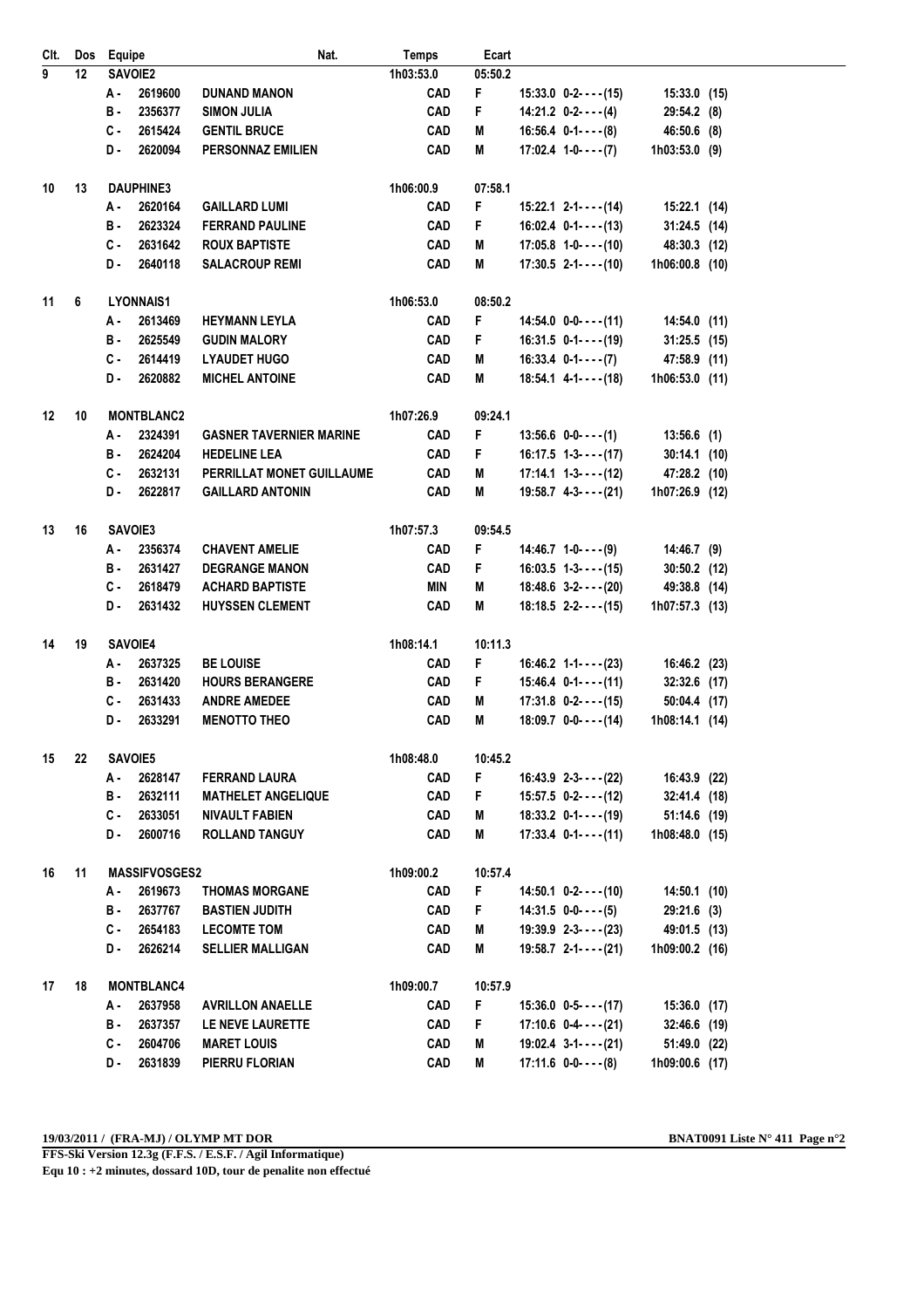| Clt. | Dos | Equipe | | Nat. | Temps | Ecart | | |
|---|---|---|---|---|---|---|---|---|
| 9 | 12 | SAVOIE2 | | | 1h03:53.0 | 05:50.2 | | |
| | | A - 2619600 | DUNAND MANON | | CAD | F | 15:33.0 0-2- - - -(15) | 15:33.0 (15) |
| | | B - 2356377 | SIMON JULIA | | CAD | F | 14:21.2 0-2- - - -(4) | 29:54.2 (8) |
| | | C - 2615424 | GENTIL BRUCE | | CAD | M | 16:56.4 0-1- - - -(8) | 46:50.6 (8) |
| | | D - 2620094 | PERSONNAZ EMILIEN | | CAD | M | 17:02.4 1-0- - - -(7) | 1h03:53.0 (9) |
| 10 | 13 | DAUPHINE3 | | | 1h06:00.9 | 07:58.1 | | |
| | | A - 2620164 | GAILLARD LUMI | | CAD | F | 15:22.1 2-1- - - -(14) | 15:22.1 (14) |
| | | B - 2623324 | FERRAND PAULINE | | CAD | F | 16:02.4 0-1- - - -(13) | 31:24.5 (14) |
| | | C - 2631642 | ROUX BAPTISTE | | CAD | M | 17:05.8 1-0- - - -(10) | 48:30.3 (12) |
| | | D - 2640118 | SALACROUP REMI | | CAD | M | 17:30.5 2-1- - - -(10) | 1h06:00.8 (10) |
| 11 | 6 | LYONNAIS1 | | | 1h06:53.0 | 08:50.2 | | |
| | | A - 2613469 | HEYMANN LEYLA | | CAD | F | 14:54.0 0-0- - - -(11) | 14:54.0 (11) |
| | | B - 2625549 | GUDIN MALORY | | CAD | F | 16:31.5 0-1- - - -(19) | 31:25.5 (15) |
| | | C - 2614419 | LYAUDET HUGO | | CAD | M | 16:33.4 0-1- - - -(7) | 47:58.9 (11) |
| | | D - 2620882 | MICHEL ANTOINE | | CAD | M | 18:54.1 4-1- - - -(18) | 1h06:53.0 (11) |
| 12 | 10 | MONTBLANC2 | | | 1h07:26.9 | 09:24.1 | | |
| | | A - 2324391 | GASNER TAVERNIER MARINE | | CAD | F | 13:56.6 0-0- - - -(1) | 13:56.6 (1) |
| | | B - 2624204 | HEDELINE LEA | | CAD | F | 16:17.5 1-3- - - -(17) | 30:14.1 (10) |
| | | C - 2632131 | PERRILLAT MONET GUILLAUME | | CAD | M | 17:14.1 1-3- - - -(12) | 47:28.2 (10) |
| | | D - 2622817 | GAILLARD ANTONIN | | CAD | M | 19:58.7 4-3- - - -(21) | 1h07:26.9 (12) |
| 13 | 16 | SAVOIE3 | | | 1h07:57.3 | 09:54.5 | | |
| | | A - 2356374 | CHAVENT AMELIE | | CAD | F | 14:46.7 1-0- - - -(9) | 14:46.7 (9) |
| | | B - 2631427 | DEGRANGE MANON | | CAD | F | 16:03.5 1-3- - - -(15) | 30:50.2 (12) |
| | | C - 2618479 | ACHARD BAPTISTE | | MIN | M | 18:48.6 3-2- - - -(20) | 49:38.8 (14) |
| | | D - 2631432 | HUYSSEN CLEMENT | | CAD | M | 18:18.5 2-2- - - -(15) | 1h07:57.3 (13) |
| 14 | 19 | SAVOIE4 | | | 1h08:14.1 | 10:11.3 | | |
| | | A - 2637325 | BE LOUISE | | CAD | F | 16:46.2 1-1- - - -(23) | 16:46.2 (23) |
| | | B - 2631420 | HOURS BERANGERE | | CAD | F | 15:46.4 0-1- - - -(11) | 32:32.6 (17) |
| | | C - 2631433 | ANDRE AMEDEE | | CAD | M | 17:31.8 0-2- - - -(15) | 50:04.4 (17) |
| | | D - 2633291 | MENOTTO THEO | | CAD | M | 18:09.7 0-0- - - -(14) | 1h08:14.1 (14) |
| 15 | 22 | SAVOIE5 | | | 1h08:48.0 | 10:45.2 | | |
| | | A - 2628147 | FERRAND LAURA | | CAD | F | 16:43.9 2-3- - - -(22) | 16:43.9 (22) |
| | | B - 2632111 | MATHELET ANGELIQUE | | CAD | F | 15:57.5 0-2- - - -(12) | 32:41.4 (18) |
| | | C - 2633051 | NIVAULT FABIEN | | CAD | M | 18:33.2 0-1- - - -(19) | 51:14.6 (19) |
| | | D - 2600716 | ROLLAND TANGUY | | CAD | M | 17:33.4 0-1- - - -(11) | 1h08:48.0 (15) |
| 16 | 11 | MASSIFVOSGES2 | | | 1h09:00.2 | 10:57.4 | | |
| | | A - 2619673 | THOMAS MORGANE | | CAD | F | 14:50.1 0-2- - - -(10) | 14:50.1 (10) |
| | | B - 2637767 | BASTIEN JUDITH | | CAD | F | 14:31.5 0-0- - - -(5) | 29:21.6 (3) |
| | | C - 2654183 | LECOMTE TOM | | CAD | M | 19:39.9 2-3- - - -(23) | 49:01.5 (13) |
| | | D - 2626214 | SELLIER MALLIGAN | | CAD | M | 19:58.7 2-1- - - -(21) | 1h09:00.2 (16) |
| 17 | 18 | MONTBLANC4 | | | 1h09:00.7 | 10:57.9 | | |
| | | A - 2637958 | AVRILLON ANAELLE | | CAD | F | 15:36.0 0-5- - - -(17) | 15:36.0 (17) |
| | | B - 2637357 | LE NEVE LAURETTE | | CAD | F | 17:10.6 0-4- - - -(21) | 32:46.6 (19) |
| | | C - 2604706 | MARET LOUIS | | CAD | M | 19:02.4 3-1- - - -(21) | 51:49.0 (22) |
| | | D - 2631839 | PIERRU FLORIAN | | CAD | M | 17:11.6 0-0- - - -(8) | 1h09:00.6 (17) |

19/03/2011 / (FRA-MJ) / OLYMP MT DOR

BNAT0091 Liste N° 411

FFS-Ski Version 12.3g (F.F.S. / E.S.F. / Agil Informatique)

Equ 10 : +2 minutes, dossard 10D, tour de penalite non effectué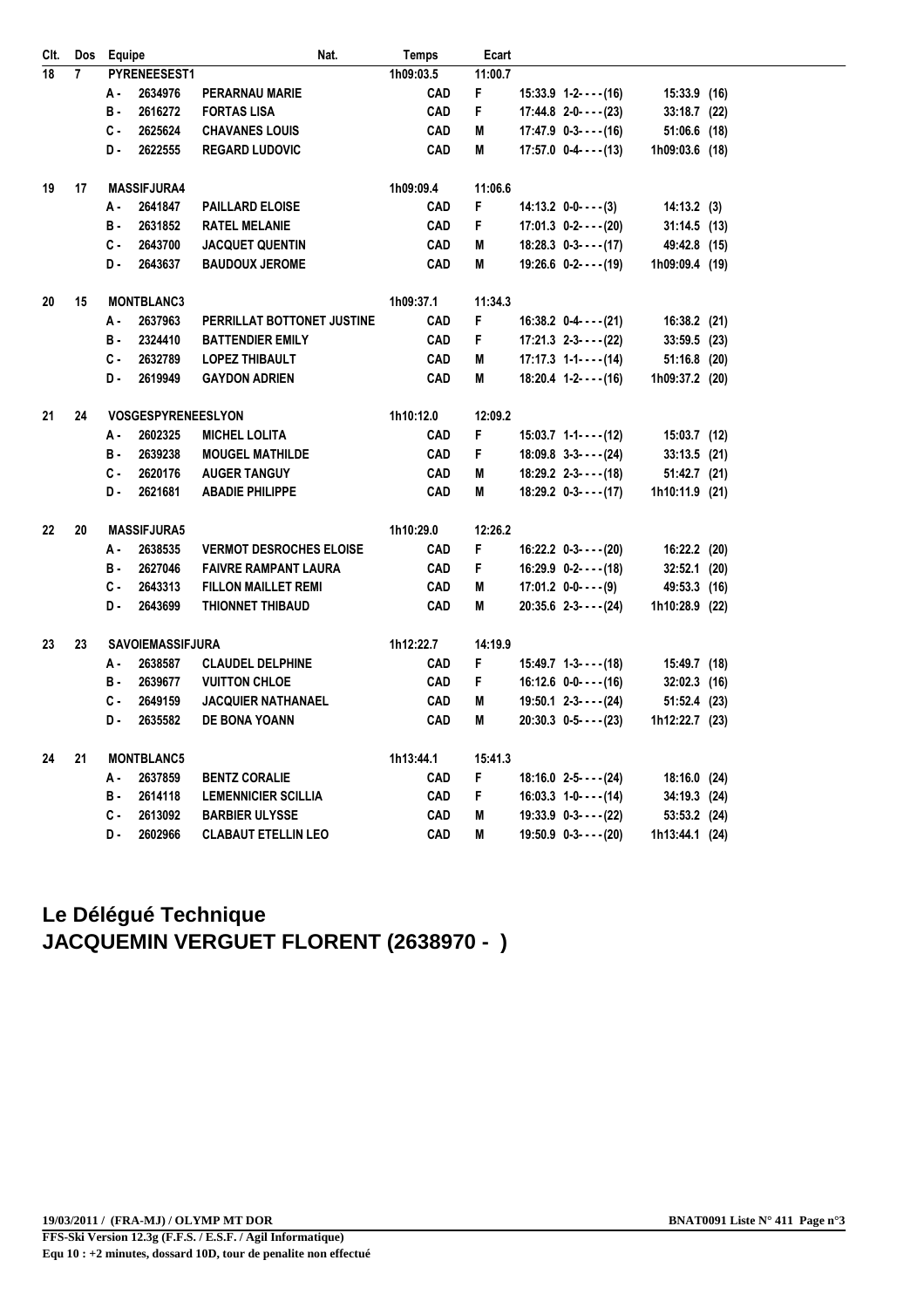| Clt. | Dos | Equipe | | | Nat. | Temps | Ecart | | |
|---|---|---|---|---|---|---|---|---|---|
| 18 | 7 | PYRENEESEST1 | | | | 1h09:03.5 | 11:00.7 | | |
| | | A - | 2634976 | PERARNAU MARIE | | CAD | F | 15:33.9 1-2- - - -(16) | 15:33.9 (16) |
| | | B - | 2616272 | FORTAS LISA | | CAD | F | 17:44.8 2-0- - - -(23) | 33:18.7 (22) |
| | | C - | 2625624 | CHAVANES LOUIS | | CAD | M | 17:47.9 0-3- - - -(16) | 51:06.6 (18) |
| | | D - | 2622555 | REGARD LUDOVIC | | CAD | M | 17:57.0 0-4- - - -(13) | 1h09:03.6 (18) |
| 19 | 17 | MASSIFJURA4 | | | | 1h09:09.4 | 11:06.6 | | |
| | | A - | 2641847 | PAILLARD ELOISE | | CAD | F | 14:13.2 0-0- - - -(3) | 14:13.2 (3) |
| | | B - | 2631852 | RATEL MELANIE | | CAD | F | 17:01.3 0-2- - - -(20) | 31:14.5 (13) |
| | | C - | 2643700 | JACQUET QUENTIN | | CAD | M | 18:28.3 0-3- - - -(17) | 49:42.8 (15) |
| | | D - | 2643637 | BAUDOUX JEROME | | CAD | M | 19:26.6 0-2- - - -(19) | 1h09:09.4 (19) |
| 20 | 15 | MONTBLANC3 | | | | 1h09:37.1 | 11:34.3 | | |
| | | A - | 2637963 | PERRILLAT BOTTONET JUSTINE | | CAD | F | 16:38.2 0-4- - - -(21) | 16:38.2 (21) |
| | | B - | 2324410 | BATTENDIER EMILY | | CAD | F | 17:21.3 2-3- - - -(22) | 33:59.5 (23) |
| | | C - | 2632789 | LOPEZ THIBAULT | | CAD | M | 17:17.3 1-1- - - -(14) | 51:16.8 (20) |
| | | D - | 2619949 | GAYDON ADRIEN | | CAD | M | 18:20.4 1-2- - - -(16) | 1h09:37.2 (20) |
| 21 | 24 | VOSGESPYRENEESLYON | | | | 1h10:12.0 | 12:09.2 | | |
| | | A - | 2602325 | MICHEL LOLITA | | CAD | F | 15:03.7 1-1- - - -(12) | 15:03.7 (12) |
| | | B - | 2639238 | MOUGEL MATHILDE | | CAD | F | 18:09.8 3-3- - - -(24) | 33:13.5 (21) |
| | | C - | 2620176 | AUGER TANGUY | | CAD | M | 18:29.2 2-3- - - -(18) | 51:42.7 (21) |
| | | D - | 2621681 | ABADIE PHILIPPE | | CAD | M | 18:29.2 0-3- - - -(17) | 1h10:11.9 (21) |
| 22 | 20 | MASSIFJURA5 | | | | 1h10:29.0 | 12:26.2 | | |
| | | A - | 2638535 | VERMOT DESROCHES ELOISE | | CAD | F | 16:22.2 0-3- - - -(20) | 16:22.2 (20) |
| | | B - | 2627046 | FAIVRE RAMPANT LAURA | | CAD | F | 16:29.9 0-2- - - -(18) | 32:52.1 (20) |
| | | C - | 2643313 | FILLON MAILLET REMI | | CAD | M | 17:01.2 0-0- - - -(9) | 49:53.3 (16) |
| | | D - | 2643699 | THIONNET THIBAUD | | CAD | M | 20:35.6 2-3- - - -(24) | 1h10:28.9 (22) |
| 23 | 23 | SAVOIEMASSIFJURA | | | | 1h12:22.7 | 14:19.9 | | |
| | | A - | 2638587 | CLAUDEL DELPHINE | | CAD | F | 15:49.7 1-3- - - -(18) | 15:49.7 (18) |
| | | B - | 2639677 | VUITTON CHLOE | | CAD | F | 16:12.6 0-0- - - -(16) | 32:02.3 (16) |
| | | C - | 2649159 | JACQUIER NATHANAEL | | CAD | M | 19:50.1 2-3- - - -(24) | 51:52.4 (23) |
| | | D - | 2635582 | DE BONA YOANN | | CAD | M | 20:30.3 0-5- - - -(23) | 1h12:22.7 (23) |
| 24 | 21 | MONTBLANC5 | | | | 1h13:44.1 | 15:41.3 | | |
| | | A - | 2637859 | BENTZ CORALIE | | CAD | F | 18:16.0 2-5- - - -(24) | 18:16.0 (24) |
| | | B - | 2614118 | LEMENNICIER SCILLIA | | CAD | F | 16:03.3 1-0- - - -(14) | 34:19.3 (24) |
| | | C - | 2613092 | BARBIER ULYSSE | | CAD | M | 19:33.9 0-3- - - -(22) | 53:53.2 (24) |
| | | D - | 2602966 | CLABAUT ETELLIN LEO | | CAD | M | 19:50.9 0-3- - - -(20) | 1h13:44.1 (24) |

## Le Délégué Technique
## JACQUEMIN VERGUET FLORENT (2638970 - )

19/03/2011 / (FRA-MJ) / OLYMP MT DOR — BNAT0091 Liste N° 411

FFS-Ski Version 12.3g (F.F.S. / E.S.F. / Agil Informatique)

Equ 10 : +2 minutes, dossard 10D, tour de penalite non effectué